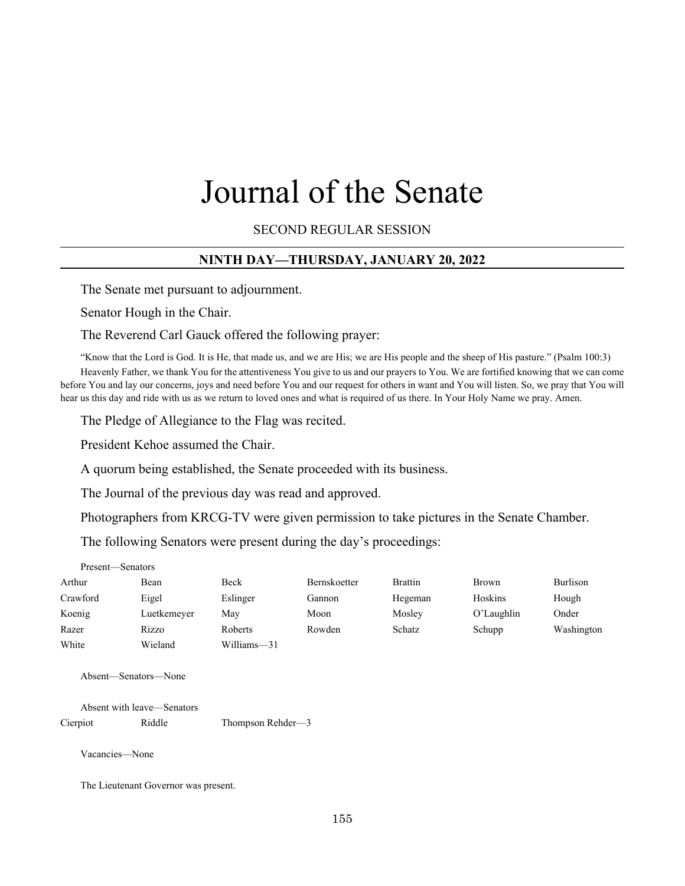# Journal of the Senate

SECOND REGULAR SESSION

## NINTH DAY—THURSDAY, JANUARY 20, 2022

The Senate met pursuant to adjournment.

Senator Hough in the Chair.

The Reverend Carl Gauck offered the following prayer:

"Know that the Lord is God. It is He, that made us, and we are His; we are His people and the sheep of His pasture." (Psalm 100:3)

Heavenly Father, we thank You for the attentiveness You give to us and our prayers to You. We are fortified knowing that we can come before You and lay our concerns, joys and need before You and our request for others in want and You will listen. So, we pray that You will hear us this day and ride with us as we return to loved ones and what is required of us there. In Your Holy Name we pray. Amen.

The Pledge of Allegiance to the Flag was recited.

President Kehoe assumed the Chair.

A quorum being established, the Senate proceeded with its business.

The Journal of the previous day was read and approved.

Photographers from KRCG-TV were given permission to take pictures in the Senate Chamber.

The following Senators were present during the day's proceedings:

Present—Senators

| | | | | | | |
|---|---|---|---|---|---|---|
| Arthur | Bean | Beck | Bernskoetter | Brattin | Brown | Burlison |
| Crawford | Eigel | Eslinger | Gannon | Hegeman | Hoskins | Hough |
| Koenig | Luetkemeyer | May | Moon | Mosley | O'Laughlin | Onder |
| Razer | Rizzo | Roberts | Rowden | Schatz | Schupp | Washington |
| White | Wieland | Williams—31 | | | | |

Absent—Senators—None

Absent with leave—Senators

| | | |
|---|---|---|
| Cierpiot | Riddle | Thompson Rehder—3 |

Vacancies—None

The Lieutenant Governor was present.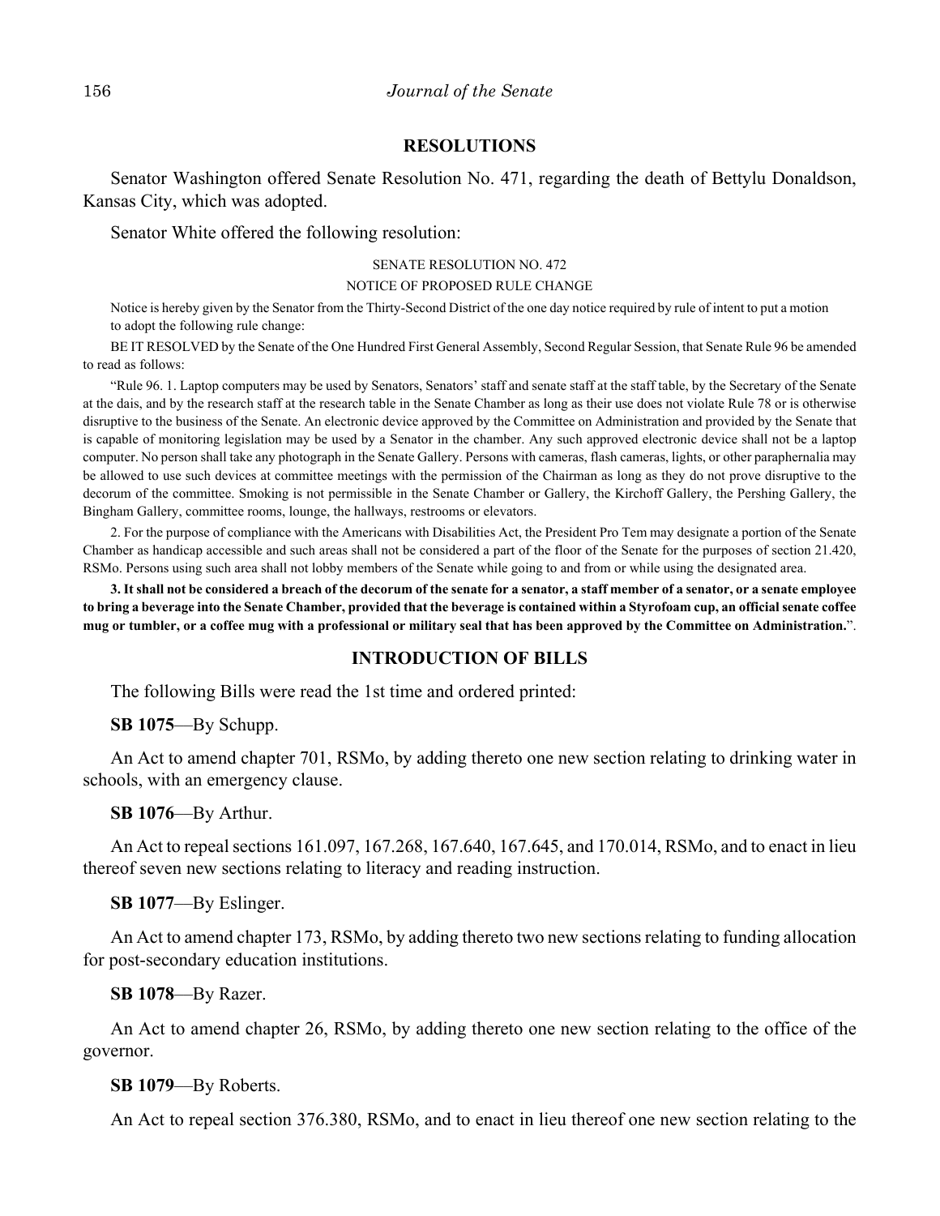## RESOLUTIONS

Senator Washington offered Senate Resolution No. 471, regarding the death of Bettylu Donaldson, Kansas City, which was adopted.

Senator White offered the following resolution:

SENATE RESOLUTION NO. 472

NOTICE OF PROPOSED RULE CHANGE

Notice is hereby given by the Senator from the Thirty-Second District of the one day notice required by rule of intent to put a motion to adopt the following rule change:

BE IT RESOLVED by the Senate of the One Hundred First General Assembly, Second Regular Session, that Senate Rule 96 be amended to read as follows:

"Rule 96. 1. Laptop computers may be used by Senators, Senators' staff and senate staff at the staff table, by the Secretary of the Senate at the dais, and by the research staff at the research table in the Senate Chamber as long as their use does not violate Rule 78 or is otherwise disruptive to the business of the Senate. An electronic device approved by the Committee on Administration and provided by the Senate that is capable of monitoring legislation may be used by a Senator in the chamber. Any such approved electronic device shall not be a laptop computer. No person shall take any photograph in the Senate Gallery. Persons with cameras, flash cameras, lights, or other paraphernalia may be allowed to use such devices at committee meetings with the permission of the Chairman as long as they do not prove disruptive to the decorum of the committee. Smoking is not permissible in the Senate Chamber or Gallery, the Kirchoff Gallery, the Pershing Gallery, the Bingham Gallery, committee rooms, lounge, the hallways, restrooms or elevators.

2. For the purpose of compliance with the Americans with Disabilities Act, the President Pro Tem may designate a portion of the Senate Chamber as handicap accessible and such areas shall not be considered a part of the floor of the Senate for the purposes of section 21.420, RSMo. Persons using such area shall not lobby members of the Senate while going to and from or while using the designated area.

**3. It shall not be considered a breach of the decorum of the senate for a senator, a staff member of a senator, or a senate employee to bring a beverage into the Senate Chamber, provided that the beverage is contained within a Styrofoam cup, an official senate coffee mug or tumbler, or a coffee mug with a professional or military seal that has been approved by the Committee on Administration.**".

## INTRODUCTION OF BILLS

The following Bills were read the 1st time and ordered printed:

**SB 1075**—By Schupp.

An Act to amend chapter 701, RSMo, by adding thereto one new section relating to drinking water in schools, with an emergency clause.

**SB 1076**—By Arthur.

An Act to repeal sections 161.097, 167.268, 167.640, 167.645, and 170.014, RSMo, and to enact in lieu thereof seven new sections relating to literacy and reading instruction.

**SB 1077**—By Eslinger.

An Act to amend chapter 173, RSMo, by adding thereto two new sections relating to funding allocation for post-secondary education institutions.

**SB 1078**—By Razer.

An Act to amend chapter 26, RSMo, by adding thereto one new section relating to the office of the governor.

**SB 1079**—By Roberts.

An Act to repeal section 376.380, RSMo, and to enact in lieu thereof one new section relating to the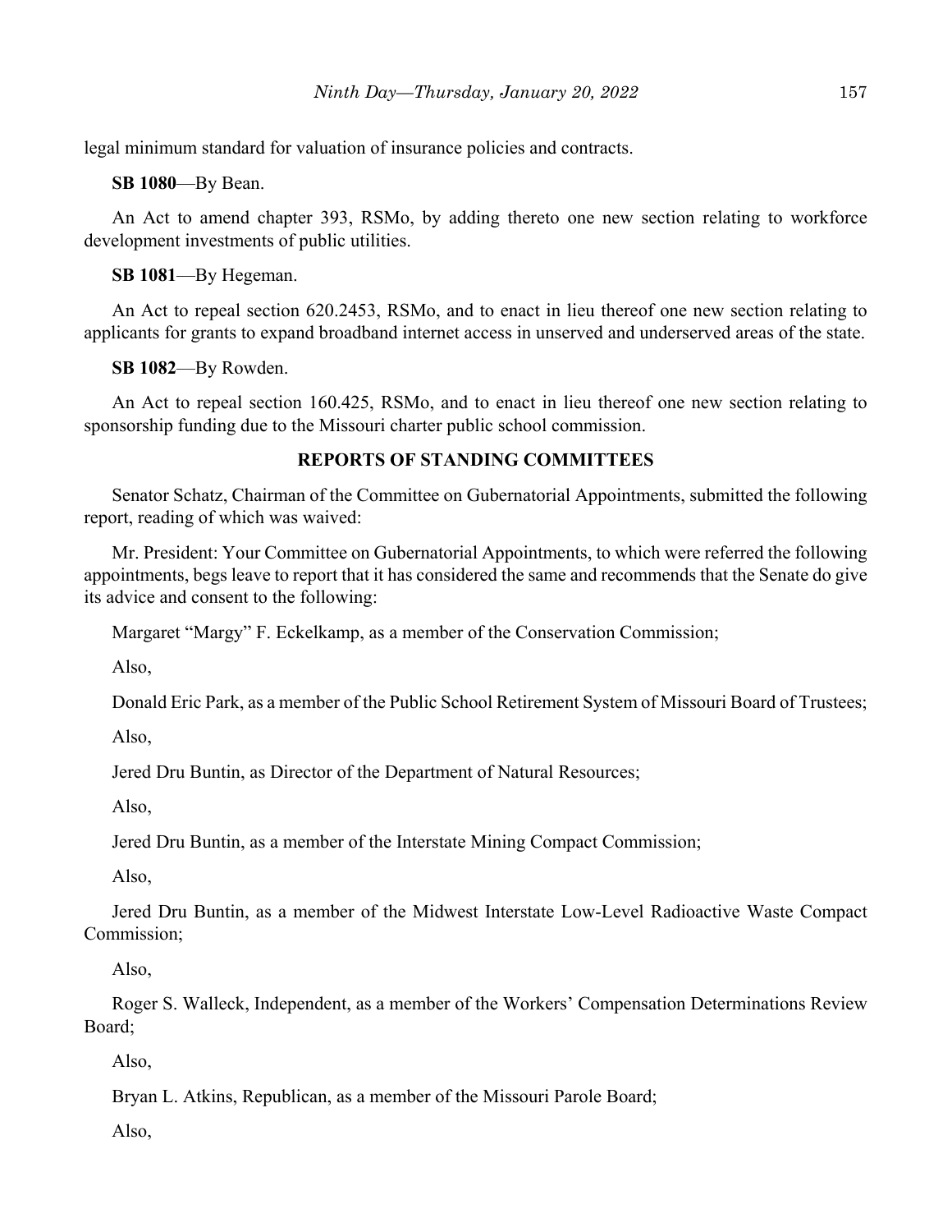legal minimum standard for valuation of insurance policies and contracts.

**SB 1080**—By Bean.

An Act to amend chapter 393, RSMo, by adding thereto one new section relating to workforce development investments of public utilities.

**SB 1081**—By Hegeman.

An Act to repeal section 620.2453, RSMo, and to enact in lieu thereof one new section relating to applicants for grants to expand broadband internet access in unserved and underserved areas of the state.

**SB 1082**—By Rowden.

An Act to repeal section 160.425, RSMo, and to enact in lieu thereof one new section relating to sponsorship funding due to the Missouri charter public school commission.

**REPORTS OF STANDING COMMITTEES**

Senator Schatz, Chairman of the Committee on Gubernatorial Appointments, submitted the following report, reading of which was waived:

Mr. President: Your Committee on Gubernatorial Appointments, to which were referred the following appointments, begs leave to report that it has considered the same and recommends that the Senate do give its advice and consent to the following:

Margaret "Margy" F. Eckelkamp, as a member of the Conservation Commission;

Also,

Donald Eric Park, as a member of the Public School Retirement System of Missouri Board of Trustees;

Also,

Jered Dru Buntin, as Director of the Department of Natural Resources;

Also,

Jered Dru Buntin, as a member of the Interstate Mining Compact Commission;

Also,

Jered Dru Buntin, as a member of the Midwest Interstate Low-Level Radioactive Waste Compact Commission;

Also,

Roger S. Walleck, Independent, as a member of the Workers' Compensation Determinations Review Board;

Also,

Bryan L. Atkins, Republican, as a member of the Missouri Parole Board;

Also,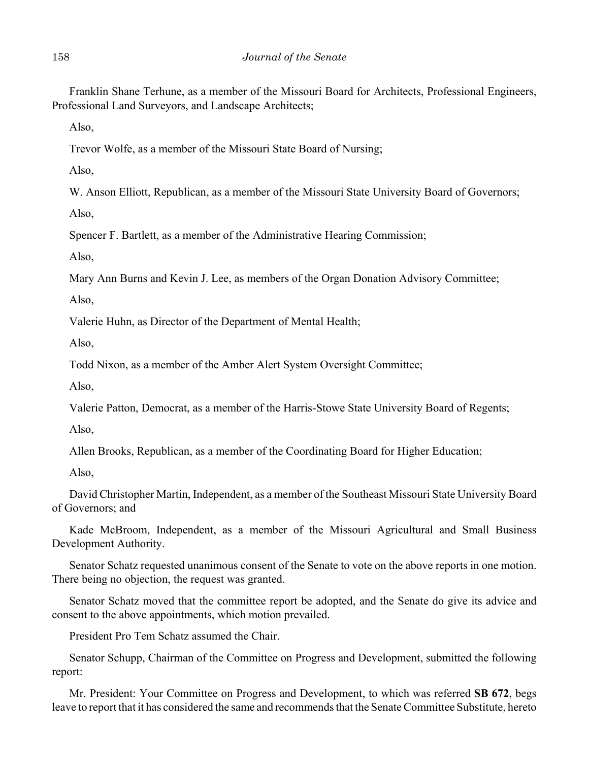Franklin Shane Terhune, as a member of the Missouri Board for Architects, Professional Engineers, Professional Land Surveyors, and Landscape Architects;

Also,

Trevor Wolfe, as a member of the Missouri State Board of Nursing;

Also,

W. Anson Elliott, Republican, as a member of the Missouri State University Board of Governors;

Also,

Spencer F. Bartlett, as a member of the Administrative Hearing Commission;

Also,

Mary Ann Burns and Kevin J. Lee, as members of the Organ Donation Advisory Committee;

Also,

Valerie Huhn, as Director of the Department of Mental Health;

Also,

Todd Nixon, as a member of the Amber Alert System Oversight Committee;

Also,

Valerie Patton, Democrat, as a member of the Harris-Stowe State University Board of Regents;

Also,

Allen Brooks, Republican, as a member of the Coordinating Board for Higher Education;

Also,

David Christopher Martin, Independent, as a member of the Southeast Missouri State University Board of Governors; and

Kade McBroom, Independent, as a member of the Missouri Agricultural and Small Business Development Authority.

Senator Schatz requested unanimous consent of the Senate to vote on the above reports in one motion. There being no objection, the request was granted.

Senator Schatz moved that the committee report be adopted, and the Senate do give its advice and consent to the above appointments, which motion prevailed.

President Pro Tem Schatz assumed the Chair.

Senator Schupp, Chairman of the Committee on Progress and Development, submitted the following report:

Mr. President: Your Committee on Progress and Development, to which was referred **SB 672**, begs leave to report that it has considered the same and recommends that the Senate Committee Substitute, hereto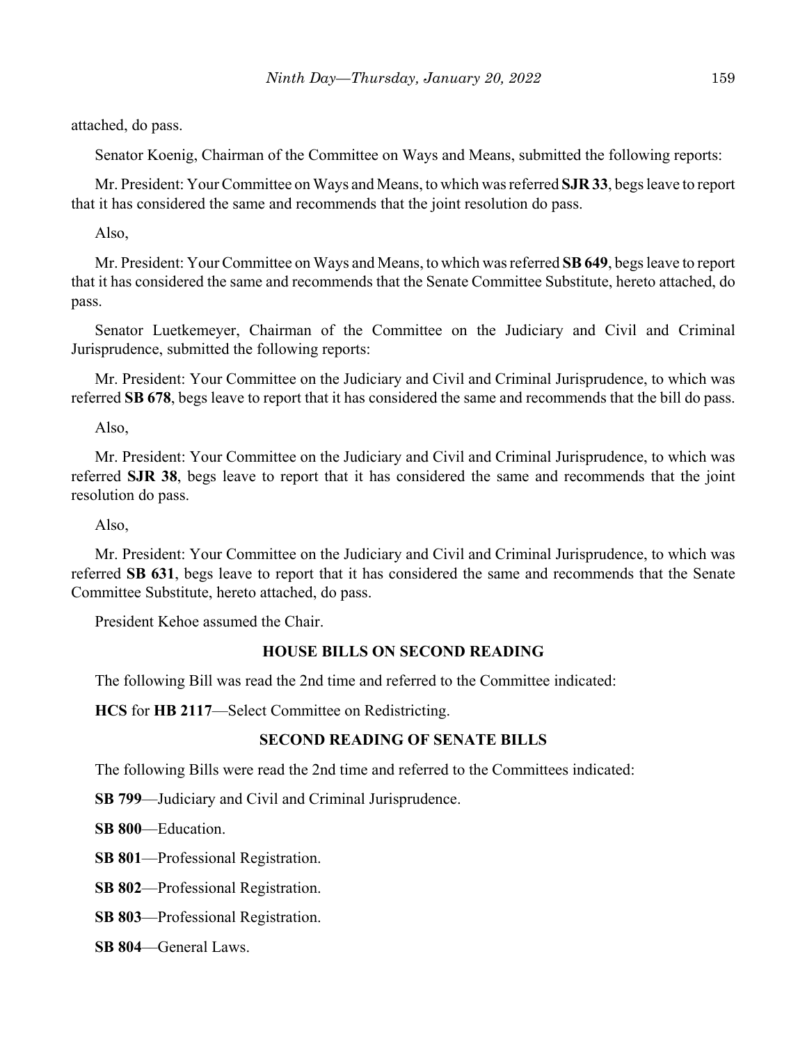attached, do pass.

Senator Koenig, Chairman of the Committee on Ways and Means, submitted the following reports:

Mr. President: Your Committee on Ways and Means, to which was referred **SJR 33**, begs leave to report that it has considered the same and recommends that the joint resolution do pass.

Also,

Mr. President: Your Committee on Ways and Means, to which was referred **SB 649**, begs leave to report that it has considered the same and recommends that the Senate Committee Substitute, hereto attached, do pass.

Senator Luetkemeyer, Chairman of the Committee on the Judiciary and Civil and Criminal Jurisprudence, submitted the following reports:

Mr. President: Your Committee on the Judiciary and Civil and Criminal Jurisprudence, to which was referred **SB 678**, begs leave to report that it has considered the same and recommends that the bill do pass.

Also,

Mr. President: Your Committee on the Judiciary and Civil and Criminal Jurisprudence, to which was referred **SJR 38**, begs leave to report that it has considered the same and recommends that the joint resolution do pass.

Also,

Mr. President: Your Committee on the Judiciary and Civil and Criminal Jurisprudence, to which was referred **SB 631**, begs leave to report that it has considered the same and recommends that the Senate Committee Substitute, hereto attached, do pass.

President Kehoe assumed the Chair.

## HOUSE BILLS ON SECOND READING

The following Bill was read the 2nd time and referred to the Committee indicated:

**HCS** for **HB 2117**—Select Committee on Redistricting.

## SECOND READING OF SENATE BILLS

The following Bills were read the 2nd time and referred to the Committees indicated:

**SB 799**—Judiciary and Civil and Criminal Jurisprudence.

**SB 800**—Education.

**SB 801**—Professional Registration.

**SB 802**—Professional Registration.

**SB 803**—Professional Registration.

**SB 804**—General Laws.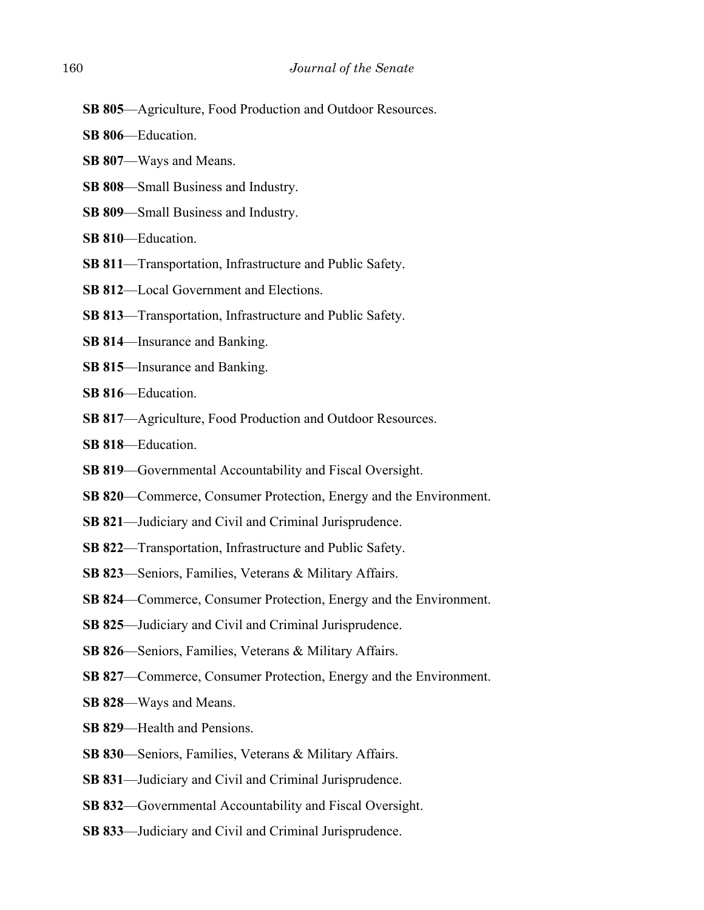**SB 805**—Agriculture, Food Production and Outdoor Resources.

**SB 806**—Education.

**SB 807**—Ways and Means.

**SB 808**—Small Business and Industry.

**SB 809**—Small Business and Industry.

**SB 810**—Education.

**SB 811**—Transportation, Infrastructure and Public Safety.

**SB 812**—Local Government and Elections.

**SB 813**—Transportation, Infrastructure and Public Safety.

**SB 814**—Insurance and Banking.

**SB 815**—Insurance and Banking.

**SB 816**—Education.

**SB 817**—Agriculture, Food Production and Outdoor Resources.

**SB 818**—Education.

**SB 819**—Governmental Accountability and Fiscal Oversight.

**SB 820**—Commerce, Consumer Protection, Energy and the Environment.

**SB 821**—Judiciary and Civil and Criminal Jurisprudence.

**SB 822**—Transportation, Infrastructure and Public Safety.

**SB 823**—Seniors, Families, Veterans & Military Affairs.

**SB 824**—Commerce, Consumer Protection, Energy and the Environment.

**SB 825**—Judiciary and Civil and Criminal Jurisprudence.

**SB 826**—Seniors, Families, Veterans & Military Affairs.

**SB 827**—Commerce, Consumer Protection, Energy and the Environment.

**SB 828**—Ways and Means.

**SB 829**—Health and Pensions.

**SB 830**—Seniors, Families, Veterans & Military Affairs.

**SB 831**—Judiciary and Civil and Criminal Jurisprudence.

**SB 832**—Governmental Accountability and Fiscal Oversight.

**SB 833**—Judiciary and Civil and Criminal Jurisprudence.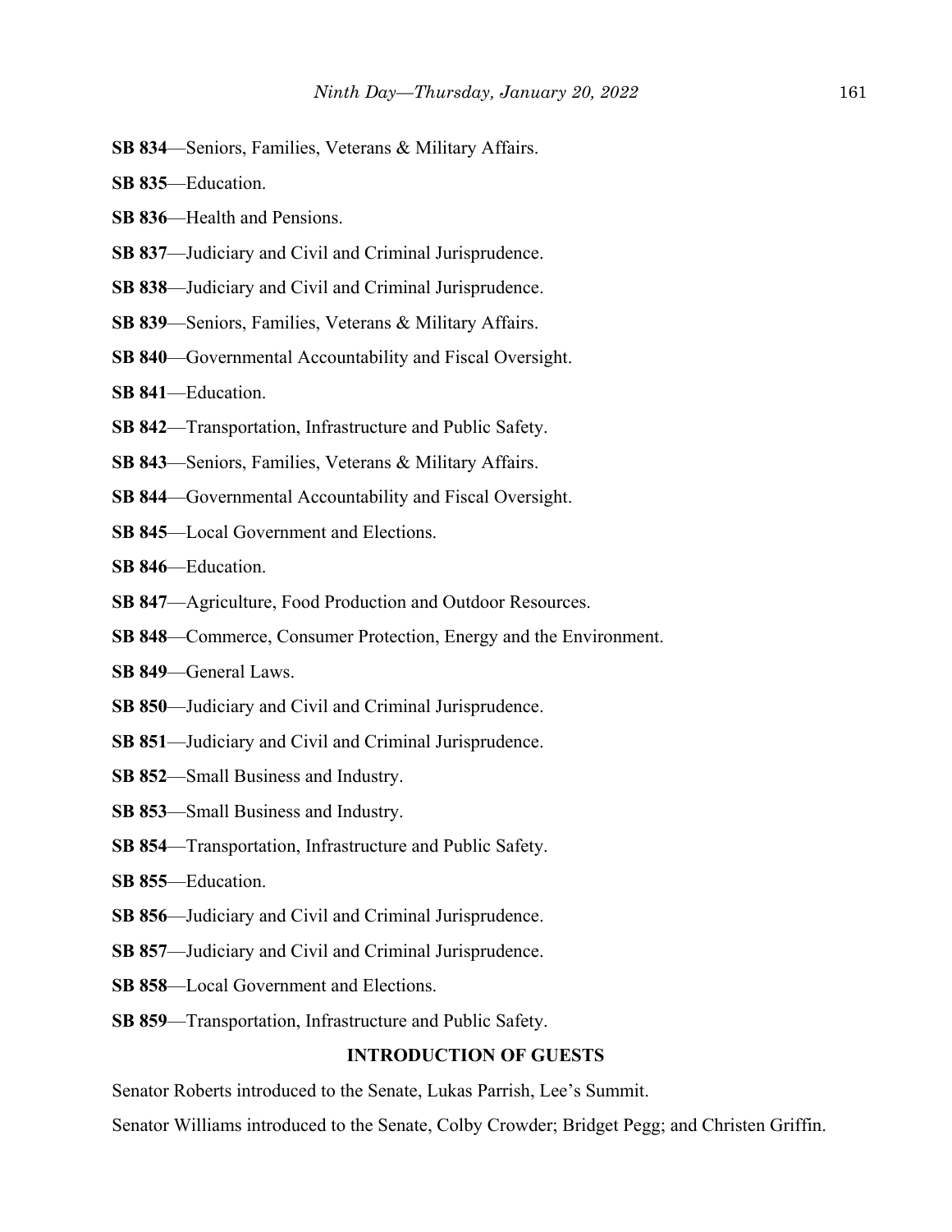**SB 834**—Seniors, Families, Veterans & Military Affairs.

**SB 835**—Education.

**SB 836**—Health and Pensions.

**SB 837**—Judiciary and Civil and Criminal Jurisprudence.

**SB 838**—Judiciary and Civil and Criminal Jurisprudence.

**SB 839**—Seniors, Families, Veterans & Military Affairs.

**SB 840**—Governmental Accountability and Fiscal Oversight.

**SB 841**—Education.

**SB 842**—Transportation, Infrastructure and Public Safety.

**SB 843**—Seniors, Families, Veterans & Military Affairs.

**SB 844**—Governmental Accountability and Fiscal Oversight.

**SB 845**—Local Government and Elections.

**SB 846**—Education.

**SB 847**—Agriculture, Food Production and Outdoor Resources.

**SB 848**—Commerce, Consumer Protection, Energy and the Environment.

**SB 849**—General Laws.

**SB 850**—Judiciary and Civil and Criminal Jurisprudence.

**SB 851**—Judiciary and Civil and Criminal Jurisprudence.

**SB 852**—Small Business and Industry.

**SB 853**—Small Business and Industry.

**SB 854**—Transportation, Infrastructure and Public Safety.

**SB 855**—Education.

**SB 856**—Judiciary and Civil and Criminal Jurisprudence.

**SB 857**—Judiciary and Civil and Criminal Jurisprudence.

**SB 858**—Local Government and Elections.

**SB 859**—Transportation, Infrastructure and Public Safety.

## INTRODUCTION OF GUESTS

Senator Roberts introduced to the Senate, Lukas Parrish, Lee's Summit.

Senator Williams introduced to the Senate, Colby Crowder; Bridget Pegg; and Christen Griffin.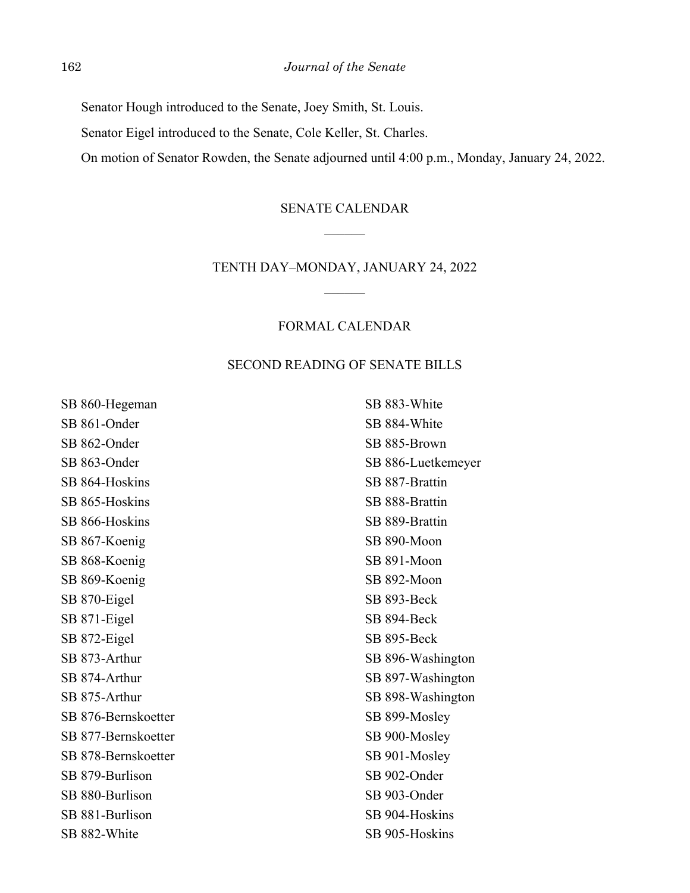Senator Hough introduced to the Senate, Joey Smith, St. Louis.

Senator Eigel introduced to the Senate, Cole Keller, St. Charles.

On motion of Senator Rowden, the Senate adjourned until 4:00 p.m., Monday, January 24, 2022.

## SENATE CALENDAR

______

## TENTH DAY–MONDAY, JANUARY 24, 2022

______

### FORMAL CALENDAR

### SECOND READING OF SENATE BILLS

SB 860-Hegeman
SB 861-Onder
SB 862-Onder
SB 863-Onder
SB 864-Hoskins
SB 865-Hoskins
SB 866-Hoskins
SB 867-Koenig
SB 868-Koenig
SB 869-Koenig
SB 870-Eigel
SB 871-Eigel
SB 872-Eigel
SB 873-Arthur
SB 874-Arthur
SB 875-Arthur
SB 876-Bernskoetter
SB 877-Bernskoetter
SB 878-Bernskoetter
SB 879-Burlison
SB 880-Burlison
SB 881-Burlison
SB 882-White
SB 883-White
SB 884-White
SB 885-Brown
SB 886-Luetkemeyer
SB 887-Brattin
SB 888-Brattin
SB 889-Brattin
SB 890-Moon
SB 891-Moon
SB 892-Moon
SB 893-Beck
SB 894-Beck
SB 895-Beck
SB 896-Washington
SB 897-Washington
SB 898-Washington
SB 899-Mosley
SB 900-Mosley
SB 901-Mosley
SB 902-Onder
SB 903-Onder
SB 904-Hoskins
SB 905-Hoskins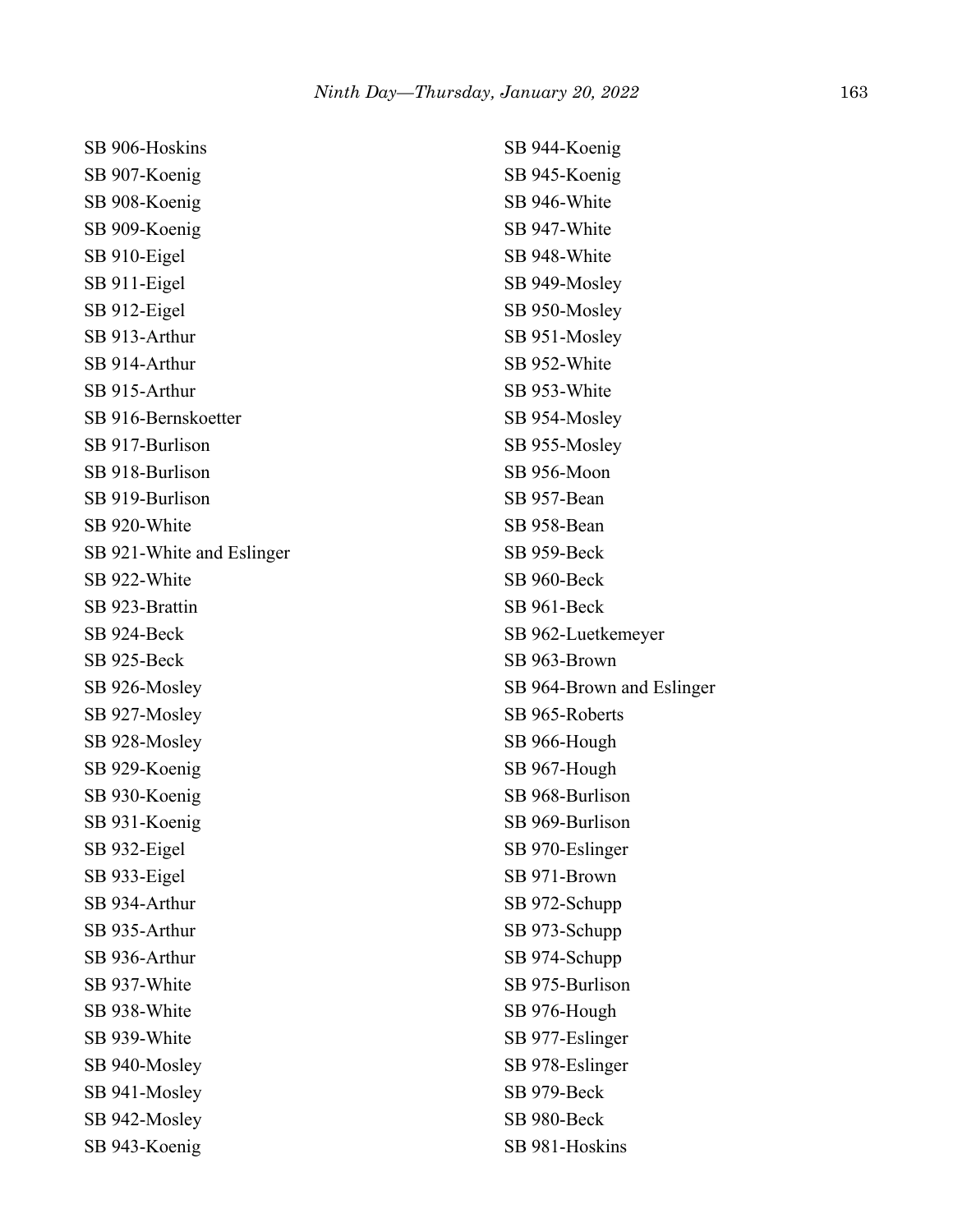SB 906-Hoskins
SB 907-Koenig
SB 908-Koenig
SB 909-Koenig
SB 910-Eigel
SB 911-Eigel
SB 912-Eigel
SB 913-Arthur
SB 914-Arthur
SB 915-Arthur
SB 916-Bernskoetter
SB 917-Burlison
SB 918-Burlison
SB 919-Burlison
SB 920-White
SB 921-White and Eslinger
SB 922-White
SB 923-Brattin
SB 924-Beck
SB 925-Beck
SB 926-Mosley
SB 927-Mosley
SB 928-Mosley
SB 929-Koenig
SB 930-Koenig
SB 931-Koenig
SB 932-Eigel
SB 933-Eigel
SB 934-Arthur
SB 935-Arthur
SB 936-Arthur
SB 937-White
SB 938-White
SB 939-White
SB 940-Mosley
SB 941-Mosley
SB 942-Mosley
SB 943-Koenig
SB 944-Koenig
SB 945-Koenig
SB 946-White
SB 947-White
SB 948-White
SB 949-Mosley
SB 950-Mosley
SB 951-Mosley
SB 952-White
SB 953-White
SB 954-Mosley
SB 955-Mosley
SB 956-Moon
SB 957-Bean
SB 958-Bean
SB 959-Beck
SB 960-Beck
SB 961-Beck
SB 962-Luetkemeyer
SB 963-Brown
SB 964-Brown and Eslinger
SB 965-Roberts
SB 966-Hough
SB 967-Hough
SB 968-Burlison
SB 969-Burlison
SB 970-Eslinger
SB 971-Brown
SB 972-Schupp
SB 973-Schupp
SB 974-Schupp
SB 975-Burlison
SB 976-Hough
SB 977-Eslinger
SB 978-Eslinger
SB 979-Beck
SB 980-Beck
SB 981-Hoskins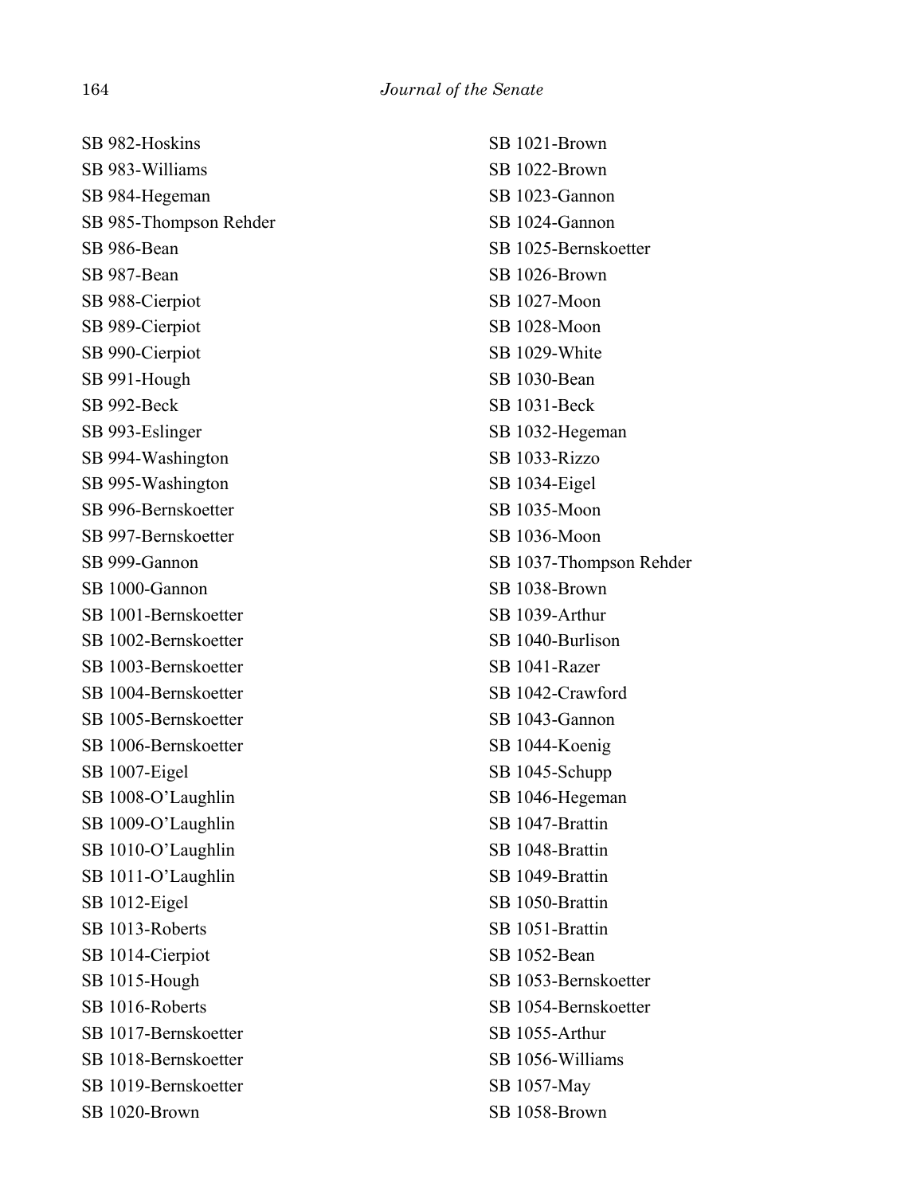SB 982-Hoskins
SB 983-Williams
SB 984-Hegeman
SB 985-Thompson Rehder
SB 986-Bean
SB 987-Bean
SB 988-Cierpiot
SB 989-Cierpiot
SB 990-Cierpiot
SB 991-Hough
SB 992-Beck
SB 993-Eslinger
SB 994-Washington
SB 995-Washington
SB 996-Bernskoetter
SB 997-Bernskoetter
SB 999-Gannon
SB 1000-Gannon
SB 1001-Bernskoetter
SB 1002-Bernskoetter
SB 1003-Bernskoetter
SB 1004-Bernskoetter
SB 1005-Bernskoetter
SB 1006-Bernskoetter
SB 1007-Eigel
SB 1008-O'Laughlin
SB 1009-O'Laughlin
SB 1010-O'Laughlin
SB 1011-O'Laughlin
SB 1012-Eigel
SB 1013-Roberts
SB 1014-Cierpiot
SB 1015-Hough
SB 1016-Roberts
SB 1017-Bernskoetter
SB 1018-Bernskoetter
SB 1019-Bernskoetter
SB 1020-Brown
SB 1021-Brown
SB 1022-Brown
SB 1023-Gannon
SB 1024-Gannon
SB 1025-Bernskoetter
SB 1026-Brown
SB 1027-Moon
SB 1028-Moon
SB 1029-White
SB 1030-Bean
SB 1031-Beck
SB 1032-Hegeman
SB 1033-Rizzo
SB 1034-Eigel
SB 1035-Moon
SB 1036-Moon
SB 1037-Thompson Rehder
SB 1038-Brown
SB 1039-Arthur
SB 1040-Burlison
SB 1041-Razer
SB 1042-Crawford
SB 1043-Gannon
SB 1044-Koenig
SB 1045-Schupp
SB 1046-Hegeman
SB 1047-Brattin
SB 1048-Brattin
SB 1049-Brattin
SB 1050-Brattin
SB 1051-Brattin
SB 1052-Bean
SB 1053-Bernskoetter
SB 1054-Bernskoetter
SB 1055-Arthur
SB 1056-Williams
SB 1057-May
SB 1058-Brown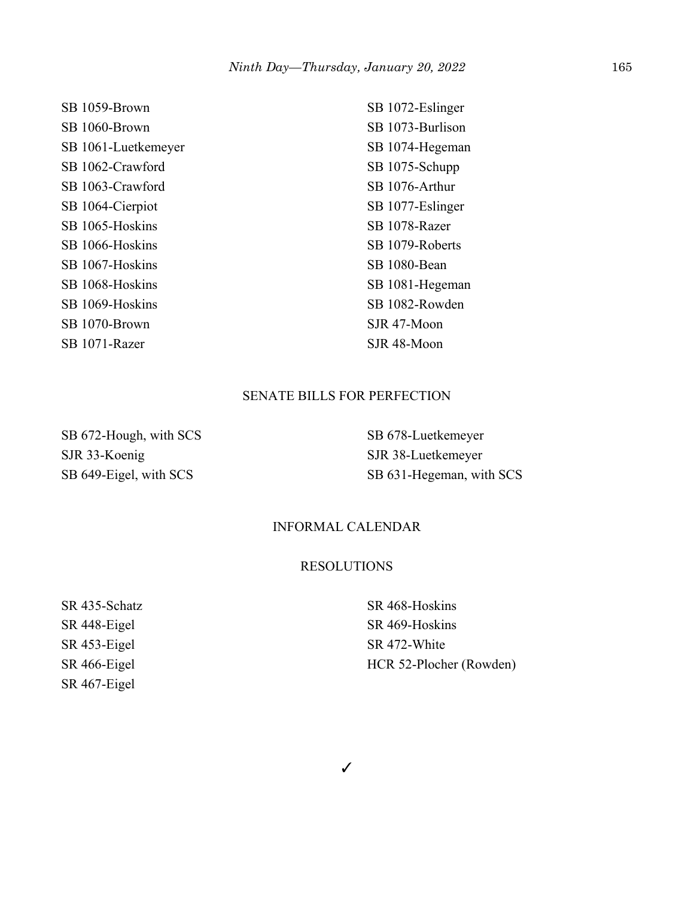SB 1059-Brown
SB 1060-Brown
SB 1061-Luetkemeyer
SB 1062-Crawford
SB 1063-Crawford
SB 1064-Cierpiot
SB 1065-Hoskins
SB 1066-Hoskins
SB 1067-Hoskins
SB 1068-Hoskins
SB 1069-Hoskins
SB 1070-Brown
SB 1071-Razer
SB 1072-Eslinger
SB 1073-Burlison
SB 1074-Hegeman
SB 1075-Schupp
SB 1076-Arthur
SB 1077-Eslinger
SB 1078-Razer
SB 1079-Roberts
SB 1080-Bean
SB 1081-Hegeman
SB 1082-Rowden
SJR 47-Moon
SJR 48-Moon

## SENATE BILLS FOR PERFECTION

SB 672-Hough, with SCS
SJR 33-Koenig
SB 649-Eigel, with SCS
SB 678-Luetkemeyer
SJR 38-Luetkemeyer
SB 631-Hegeman, with SCS

## INFORMAL CALENDAR

### RESOLUTIONS

SR 435-Schatz
SR 448-Eigel
SR 453-Eigel
SR 466-Eigel
SR 467-Eigel
SR 468-Hoskins
SR 469-Hoskins
SR 472-White
HCR 52-Plocher (Rowden)

✓